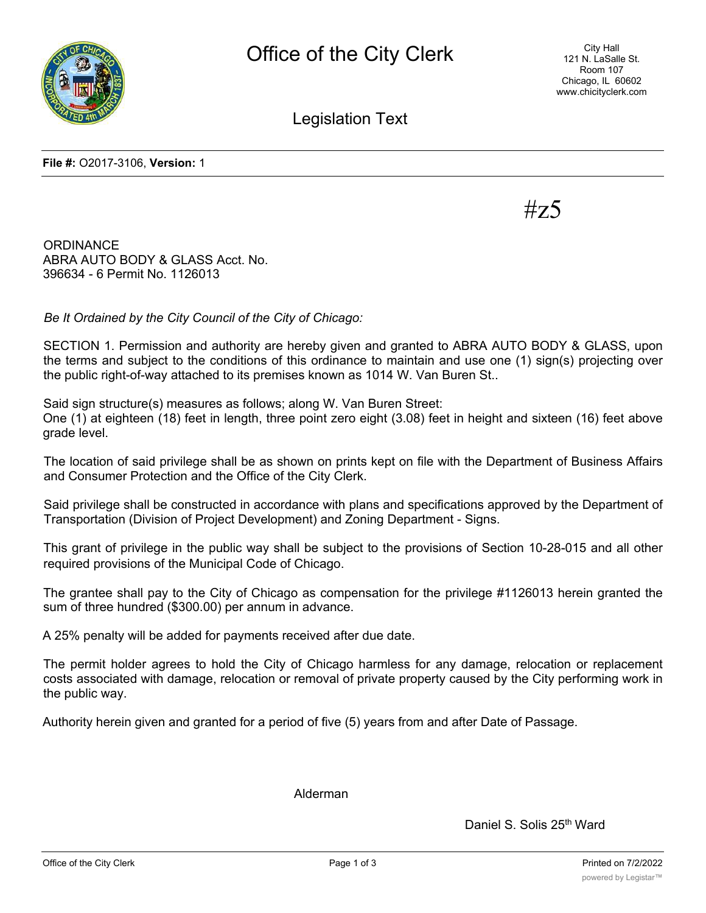# Office of the City Clerk

City Hall
121 N. LaSalle St.
Room 107
Chicago, IL 60602
www.chicityclerk.com

## Legislation Text

**File #:** O2017-3106, **Version:** 1

#z5

ORDINANCE
ABRA AUTO BODY & GLASS Acct. No. 396634 - 6 Permit No. 1126013

*Be It Ordained by the City Council of the City of Chicago:*

SECTION 1. Permission and authority are hereby given and granted to ABRA AUTO BODY & GLASS, upon the terms and subject to the conditions of this ordinance to maintain and use one (1) sign(s) projecting over the public right-of-way attached to its premises known as 1014 W. Van Buren St..

Said sign structure(s) measures as follows; along W. Van Buren Street:
One (1) at eighteen (18) feet in length, three point zero eight (3.08) feet in height and sixteen (16) feet above grade level.

The location of said privilege shall be as shown on prints kept on file with the Department of Business Affairs and Consumer Protection and the Office of the City Clerk.

Said privilege shall be constructed in accordance with plans and specifications approved by the Department of Transportation (Division of Project Development) and Zoning Department - Signs.

This grant of privilege in the public way shall be subject to the provisions of Section 10-28-015 and all other required provisions of the Municipal Code of Chicago.

The grantee shall pay to the City of Chicago as compensation for the privilege #1126013 herein granted the sum of three hundred ($300.00) per annum in advance.

A 25% penalty will be added for payments received after due date.

The permit holder agrees to hold the City of Chicago harmless for any damage, relocation or replacement costs associated with damage, relocation or removal of private property caused by the City performing work in the public way.

Authority herein given and granted for a period of five (5) years from and after Date of Passage.

Alderman

Daniel S. Solis 25th Ward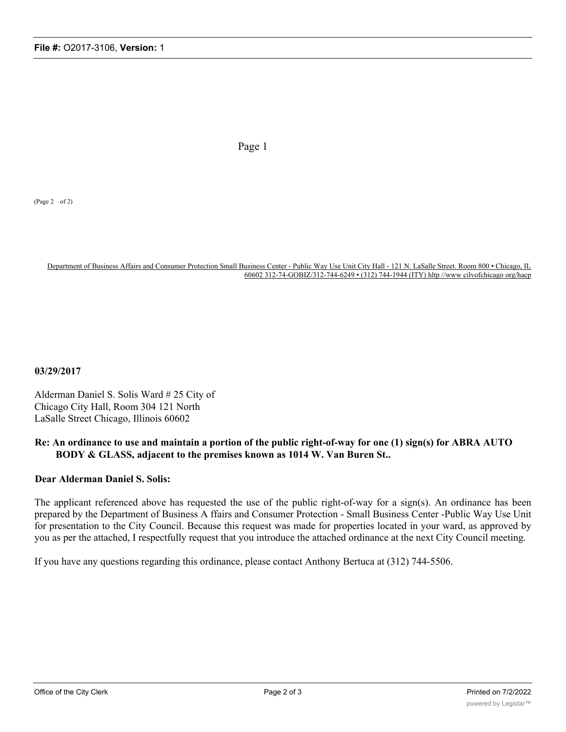**File #:** O2017-3106, **Version:** 1

Page 1

(Page 2 of 2)

Department of Business Affairs and Consumer Protection Small Business Center - Public Way Use Unit City Hall - 121 N. LaSalle Street. Room 800 • Chicago, IL 60602 312-74-GOBIZ/312-744-6249 • (312) 744-1944 (ITY) hltp //www cilvofchicago org/hacp

**03/29/2017**

Alderman Daniel S. Solis Ward # 25 City of Chicago City Hall, Room 304 121 North LaSalle Street Chicago, Illinois 60602

**Re: An ordinance to use and maintain a portion of the public right-of-way for one (1) sign(s) for ABRA AUTO BODY & GLASS, adjacent to the premises known as 1014 W. Van Buren St..**

**Dear Alderman Daniel S. Solis:**

The applicant referenced above has requested the use of the public right-of-way for a sign(s). An ordinance has been prepared by the Department of Business A ffairs and Consumer Protection - Small Business Center -Public Way Use Unit for presentation to the City Council. Because this request was made for properties located in your ward, as approved by you as per the attached, I respectfully request that you introduce the attached ordinance at the next City Council meeting.

If you have any questions regarding this ordinance, please contact Anthony Bertuca at (312) 744-5506.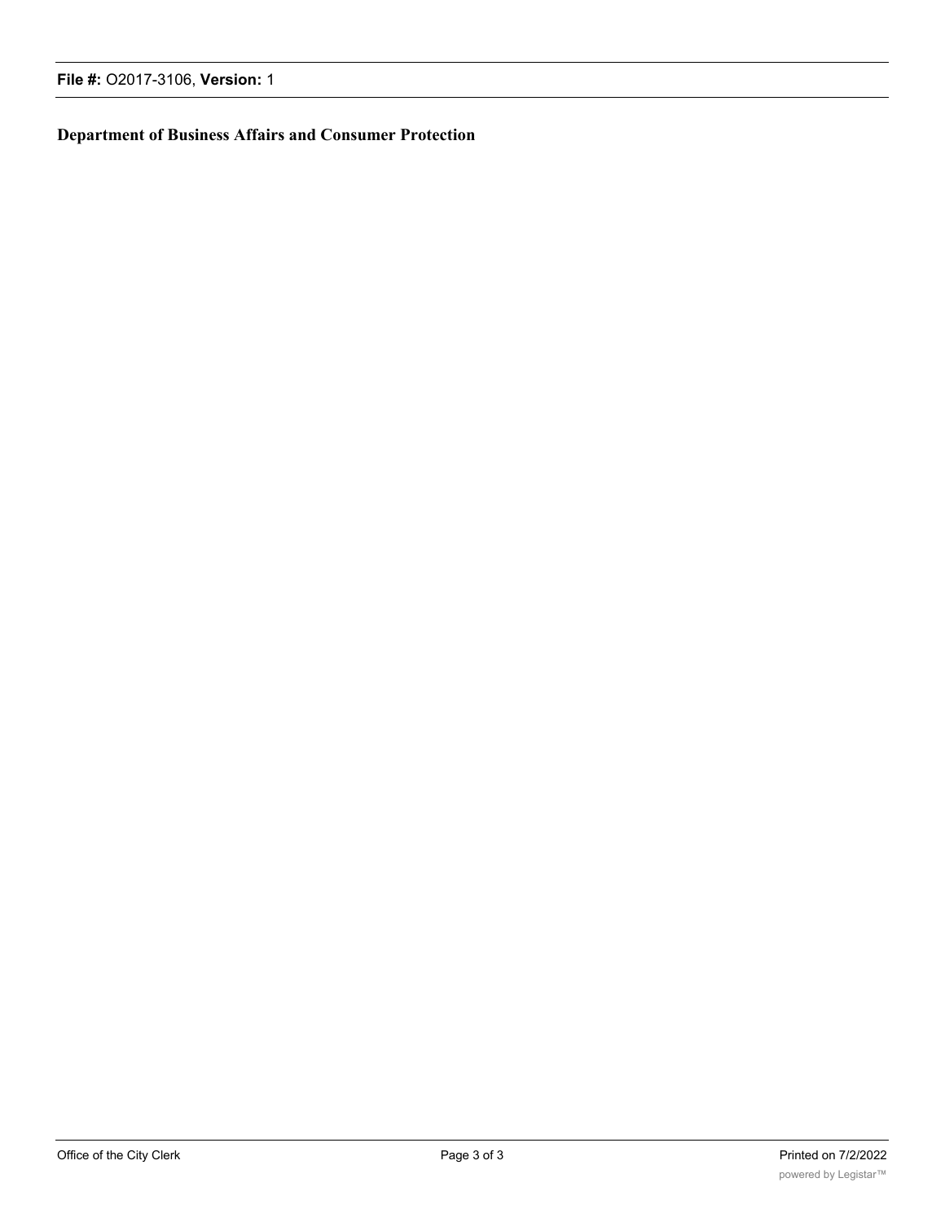**Department of Business Affairs and Consumer Protection**